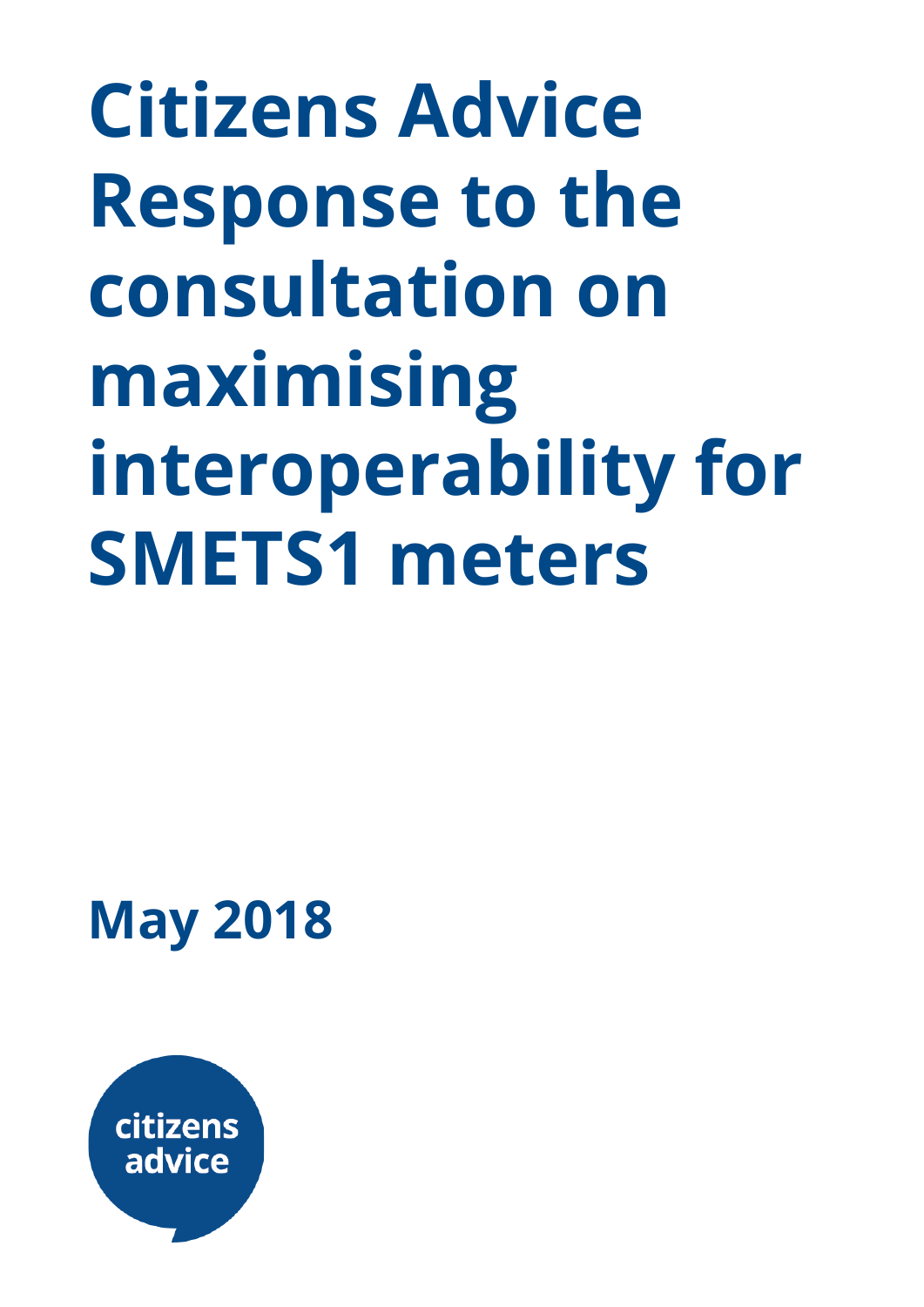# Citizens Advice Response to the consultation on maximising interoperability for SMETS1 meters

**May 2018**

citizens advice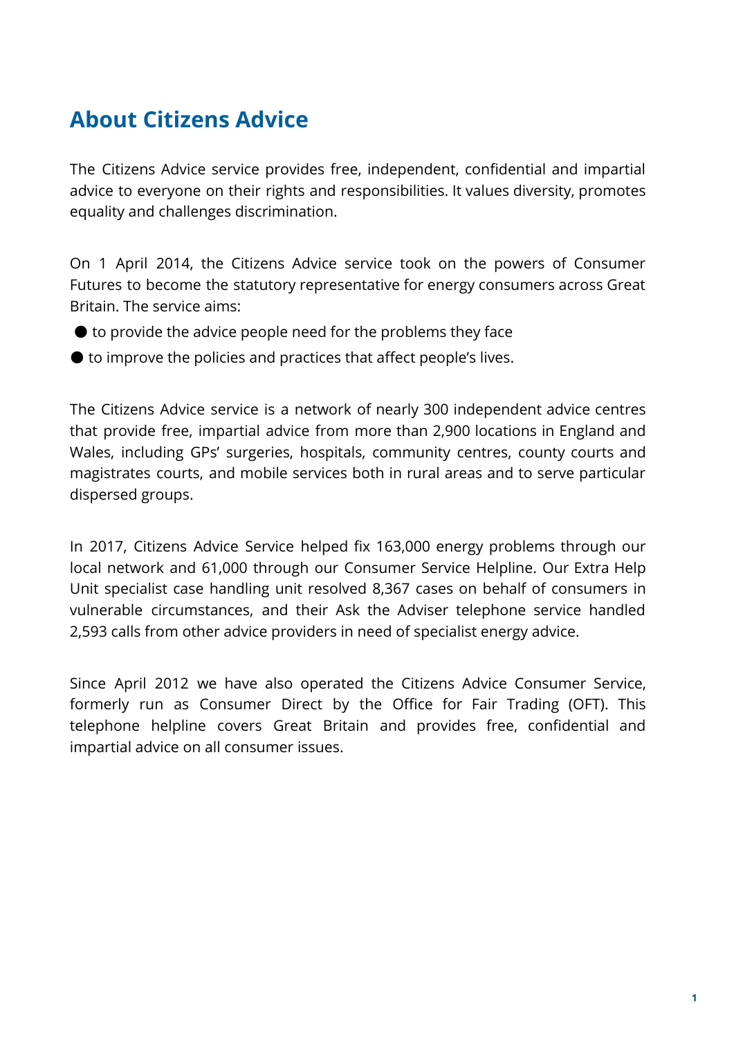## About Citizens Advice

The Citizens Advice service provides free, independent, confidential and impartial advice to everyone on their rights and responsibilities. It values diversity, promotes equality and challenges discrimination.

On 1 April 2014, the Citizens Advice service took on the powers of Consumer Futures to become the statutory representative for energy consumers across Great Britain. The service aims:

- to provide the advice people need for the problems they face
- to improve the policies and practices that affect people's lives.

The Citizens Advice service is a network of nearly 300 independent advice centres that provide free, impartial advice from more than 2,900 locations in England and Wales, including GPs' surgeries, hospitals, community centres, county courts and magistrates courts, and mobile services both in rural areas and to serve particular dispersed groups.

In 2017, Citizens Advice Service helped fix 163,000 energy problems through our local network and 61,000 through our Consumer Service Helpline. Our Extra Help Unit specialist case handling unit resolved 8,367 cases on behalf of consumers in vulnerable circumstances, and their Ask the Adviser telephone service handled 2,593 calls from other advice providers in need of specialist energy advice.

Since April 2012 we have also operated the Citizens Advice Consumer Service, formerly run as Consumer Direct by the Office for Fair Trading (OFT). This telephone helpline covers Great Britain and provides free, confidential and impartial advice on all consumer issues.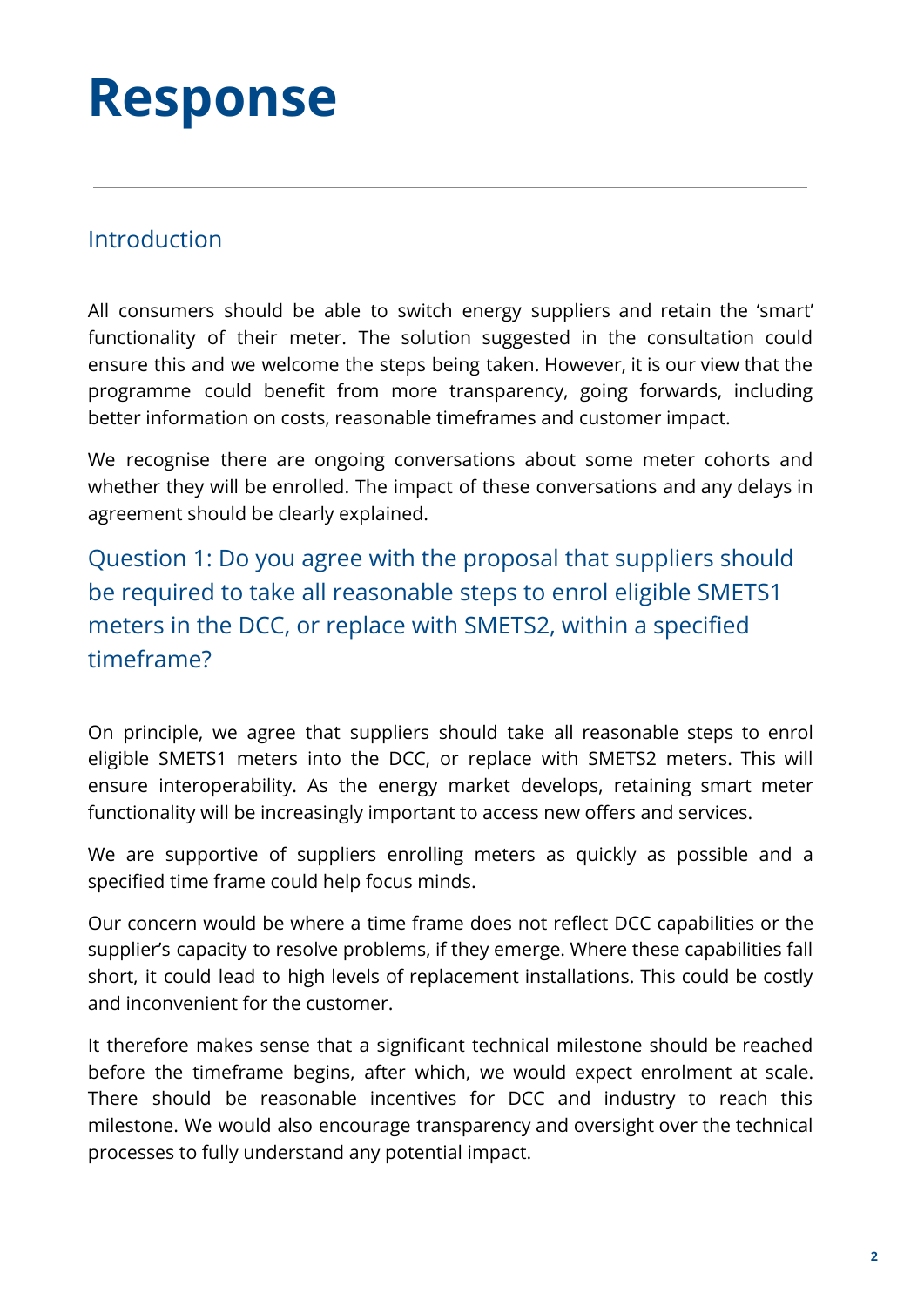# Response

## Introduction

All consumers should be able to switch energy suppliers and retain the 'smart' functionality of their meter. The solution suggested in the consultation could ensure this and we welcome the steps being taken. However, it is our view that the programme could benefit from more transparency, going forwards, including better information on costs, reasonable timeframes and customer impact.

We recognise there are ongoing conversations about some meter cohorts and whether they will be enrolled. The impact of these conversations and any delays in agreement should be clearly explained.

## Question 1: Do you agree with the proposal that suppliers should be required to take all reasonable steps to enrol eligible SMETS1 meters in the DCC, or replace with SMETS2, within a specified timeframe?

On principle, we agree that suppliers should take all reasonable steps to enrol eligible SMETS1 meters into the DCC, or replace with SMETS2 meters. This will ensure interoperability. As the energy market develops, retaining smart meter functionality will be increasingly important to access new offers and services.

We are supportive of suppliers enrolling meters as quickly as possible and a specified time frame could help focus minds.

Our concern would be where a time frame does not reflect DCC capabilities or the supplier's capacity to resolve problems, if they emerge. Where these capabilities fall short, it could lead to high levels of replacement installations. This could be costly and inconvenient for the customer.

It therefore makes sense that a significant technical milestone should be reached before the timeframe begins, after which, we would expect enrolment at scale. There should be reasonable incentives for DCC and industry to reach this milestone. We would also encourage transparency and oversight over the technical processes to fully understand any potential impact.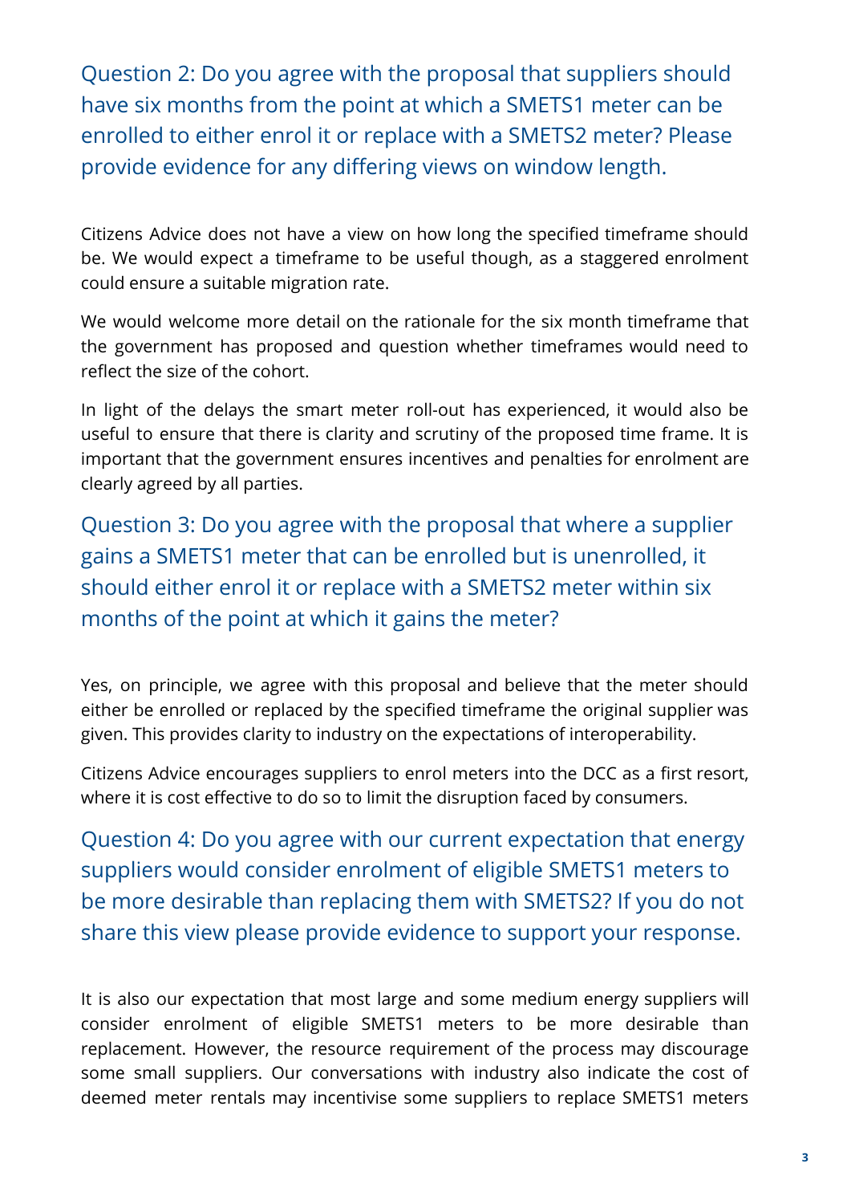## Question 2: Do you agree with the proposal that suppliers should have six months from the point at which a SMETS1 meter can be enrolled to either enrol it or replace with a SMETS2 meter? Please provide evidence for any differing views on window length.

Citizens Advice does not have a view on how long the specified timeframe should be. We would expect a timeframe to be useful though, as a staggered enrolment could ensure a suitable migration rate.

We would welcome more detail on the rationale for the six month timeframe that the government has proposed and question whether timeframes would need to reflect the size of the cohort.

In light of the delays the smart meter roll-out has experienced, it would also be useful to ensure that there is clarity and scrutiny of the proposed time frame. It is important that the government ensures incentives and penalties for enrolment are clearly agreed by all parties.

## Question 3: Do you agree with the proposal that where a supplier gains a SMETS1 meter that can be enrolled but is unenrolled, it should either enrol it or replace with a SMETS2 meter within six months of the point at which it gains the meter?

Yes, on principle, we agree with this proposal and believe that the meter should either be enrolled or replaced by the specified timeframe the original supplier was given. This provides clarity to industry on the expectations of interoperability.

Citizens Advice encourages suppliers to enrol meters into the DCC as a first resort, where it is cost effective to do so to limit the disruption faced by consumers.

## Question 4: Do you agree with our current expectation that energy suppliers would consider enrolment of eligible SMETS1 meters to be more desirable than replacing them with SMETS2? If you do not share this view please provide evidence to support your response.

It is also our expectation that most large and some medium energy suppliers will consider enrolment of eligible SMETS1 meters to be more desirable than replacement. However, the resource requirement of the process may discourage some small suppliers. Our conversations with industry also indicate the cost of deemed meter rentals may incentivise some suppliers to replace SMETS1 meters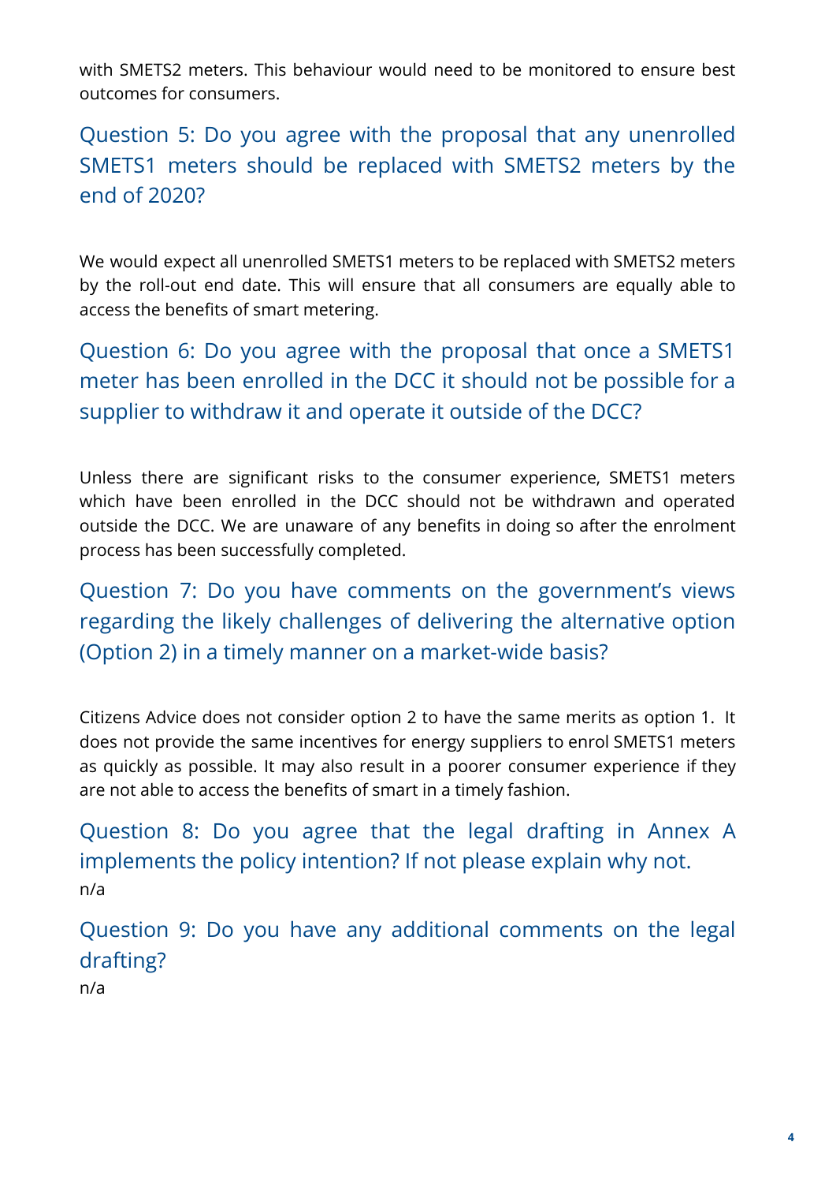with SMETS2 meters. This behaviour would need to be monitored to ensure best outcomes for consumers.

## Question 5: Do you agree with the proposal that any unenrolled SMETS1 meters should be replaced with SMETS2 meters by the end of 2020?

We would expect all unenrolled SMETS1 meters to be replaced with SMETS2 meters by the roll-out end date. This will ensure that all consumers are equally able to access the benefits of smart metering.

## Question 6: Do you agree with the proposal that once a SMETS1 meter has been enrolled in the DCC it should not be possible for a supplier to withdraw it and operate it outside of the DCC?

Unless there are significant risks to the consumer experience, SMETS1 meters which have been enrolled in the DCC should not be withdrawn and operated outside the DCC. We are unaware of any benefits in doing so after the enrolment process has been successfully completed.

## Question 7: Do you have comments on the government's views regarding the likely challenges of delivering the alternative option (Option 2) in a timely manner on a market-wide basis?

Citizens Advice does not consider option 2 to have the same merits as option 1. It does not provide the same incentives for energy suppliers to enrol SMETS1 meters as quickly as possible. It may also result in a poorer consumer experience if they are not able to access the benefits of smart in a timely fashion.

## Question 8: Do you agree that the legal drafting in Annex A implements the policy intention? If not please explain why not.

n/a

## Question 9: Do you have any additional comments on the legal drafting?

n/a